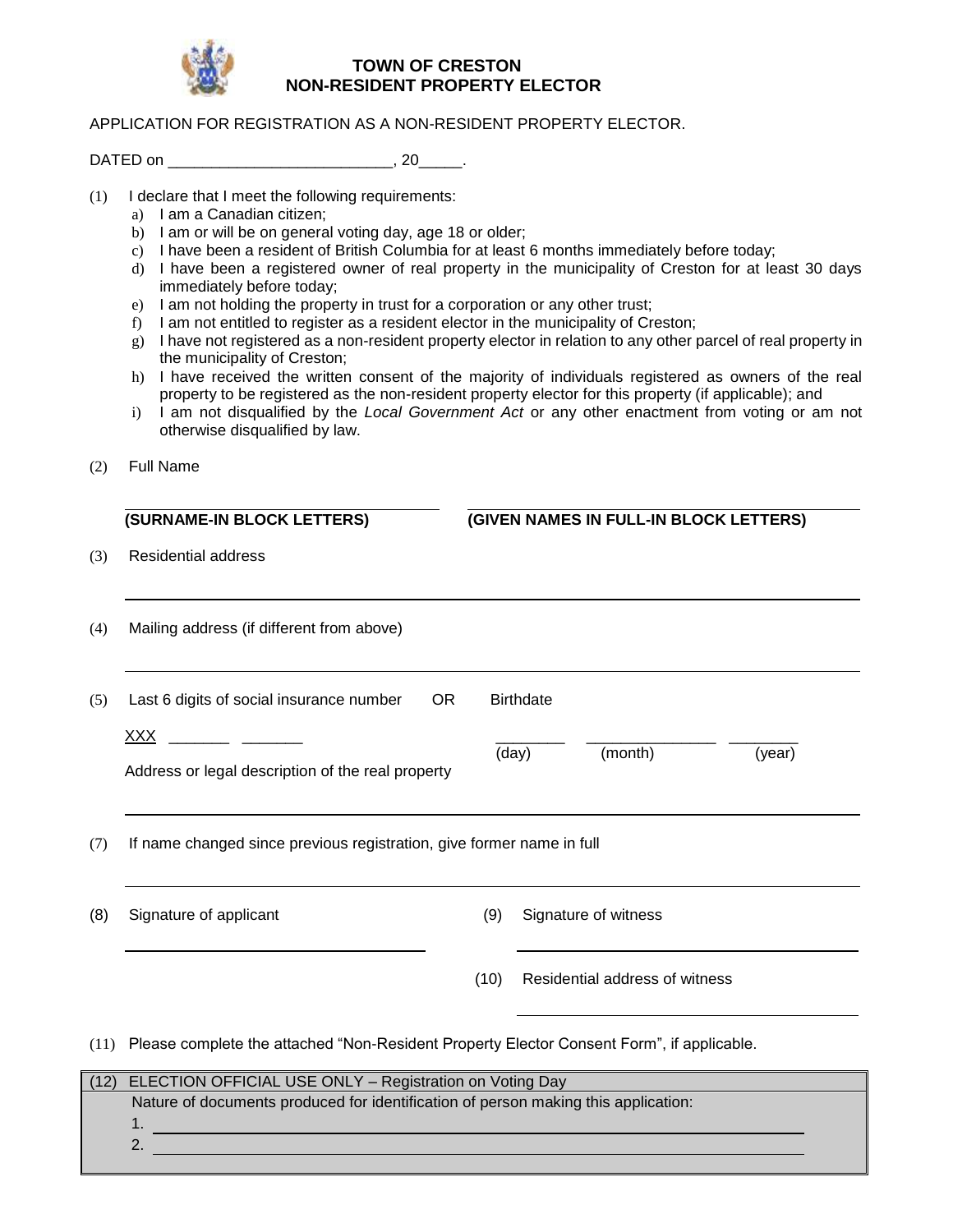# TOWN OF CRESTON
## NON-RESIDENT PROPERTY ELECTOR

APPLICATION FOR REGISTRATION AS A NON-RESIDENT PROPERTY ELECTOR.

DATED on __________________________, 20_____.

(1) I declare that I meet the following requirements:

a) I am a Canadian citizen;
b) I am or will be on general voting day, age 18 or older;
c) I have been a resident of British Columbia for at least 6 months immediately before today;
d) I have been a registered owner of real property in the municipality of Creston for at least 30 days immediately before today;
e) I am not holding the property in trust for a corporation or any other trust;
f) I am not entitled to register as a resident elector in the municipality of Creston;
g) I have not registered as a non-resident property elector in relation to any other parcel of real property in the municipality of Creston;
h) I have received the written consent of the majority of individuals registered as owners of the real property to be registered as the non-resident property elector for this property (if applicable); and
i) I am not disqualified by the *Local Government Act* or any other enactment from voting or am not otherwise disqualified by law.

(2) Full Name

______________________________ ______________________________

**(SURNAME-IN BLOCK LETTERS)** **(GIVEN NAMES IN FULL-IN BLOCK LETTERS)**

(3) Residential address

______________________________________________________________

(4) Mailing address (if different from above)

______________________________________________________________

(5) Last 6 digits of social insurance number OR Birthdate

XXX _______ _______ ________ _______________ ________

(day) (month) (year)

Address or legal description of the real property

______________________________________________________________

(7) If name changed since previous registration, give former name in full

______________________________________________________________

(8) Signature of applicant

______________________________

(9) Signature of witness

______________________________

(10) Residential address of witness

______________________________

(11) Please complete the attached "Non-Resident Property Elector Consent Form", if applicable.

(12) ELECTION OFFICIAL USE ONLY – Registration on Voting Day

Nature of documents produced for identification of person making this application:

1. ______________________________________________________________
2. ______________________________________________________________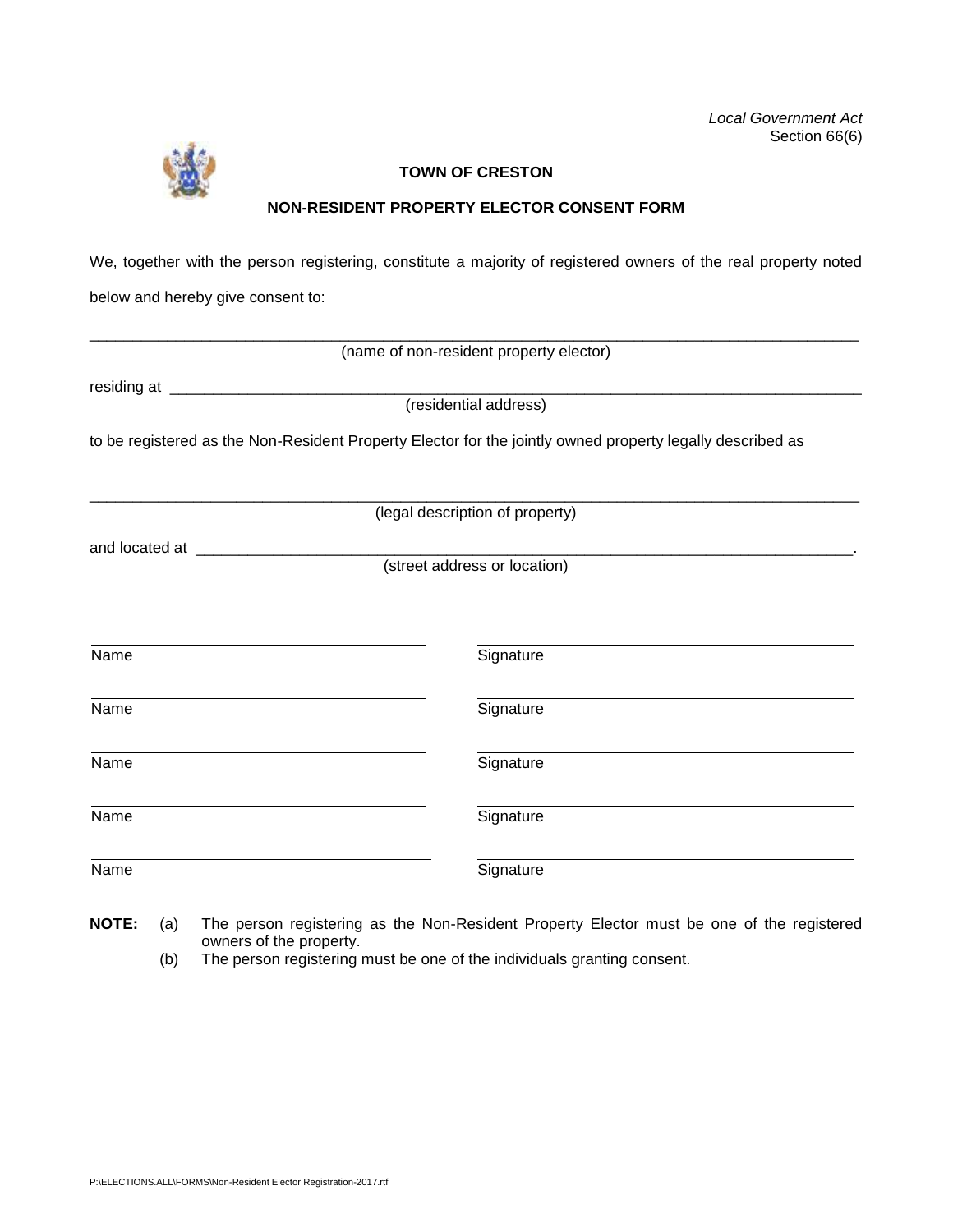*Local Government Act*
Section 66(6)

**TOWN OF CRESTON**

**NON-RESIDENT PROPERTY ELECTOR CONSENT FORM**

We, together with the person registering, constitute a majority of registered owners of the real property noted below and hereby give consent to:

______________________________________________________________________________
(name of non-resident property elector)

residing at ___________________________________________________________________
(residential address)

to be registered as the Non-Resident Property Elector for the jointly owned property legally described as

______________________________________________________________________________
(legal description of property)

and located at ________________________________________________________________.
(street address or location)

| | |
|---|---|
| Name | Signature |
| Name | Signature |
| Name | Signature |
| Name | Signature |
| Name | Signature |

**NOTE:** (a) The person registering as the Non-Resident Property Elector must be one of the registered owners of the property.

(b) The person registering must be one of the individuals granting consent.

P:\ELECTIONS.ALL\FORMS\Non-Resident Elector Registration-2017.rtf